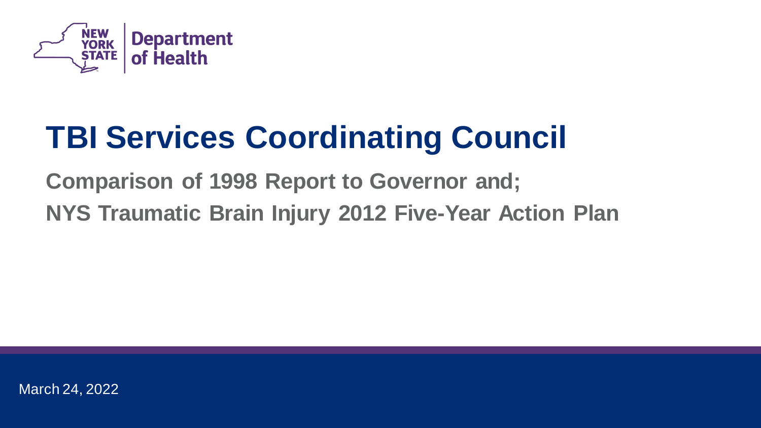New York State Department of Health

# TBI Services Coordinating Council

## Comparison of 1998 Report to Governor and;
## NYS Traumatic Brain Injury 2012 Five-Year Action Plan

March 24, 2022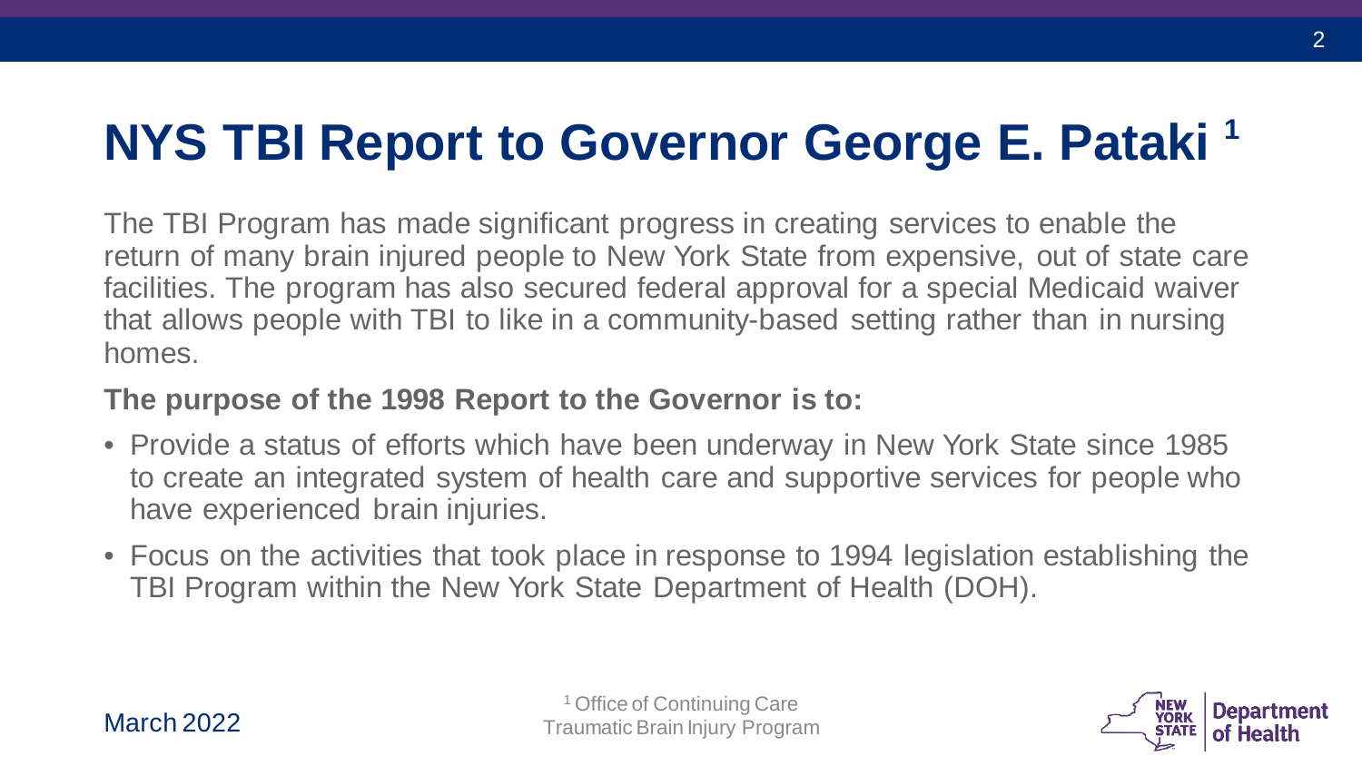# NYS TBI Report to Governor George E. Pataki [1]

The TBI Program has made significant progress in creating services to enable the return of many brain injured people to New York State from expensive, out of state care facilities. The program has also secured federal approval for a special Medicaid waiver that allows people with TBI to like in a community-based setting rather than in nursing homes.

**The purpose of the 1998 Report to the Governor is to:**

- Provide a status of efforts which have been underway in New York State since 1985 to create an integrated system of health care and supportive services for people who have experienced brain injuries.
- Focus on the activities that took place in response to 1994 legislation establishing the TBI Program within the New York State Department of Health (DOH).

March 2022

[1] Office of Continuing Care
Traumatic Brain Injury Program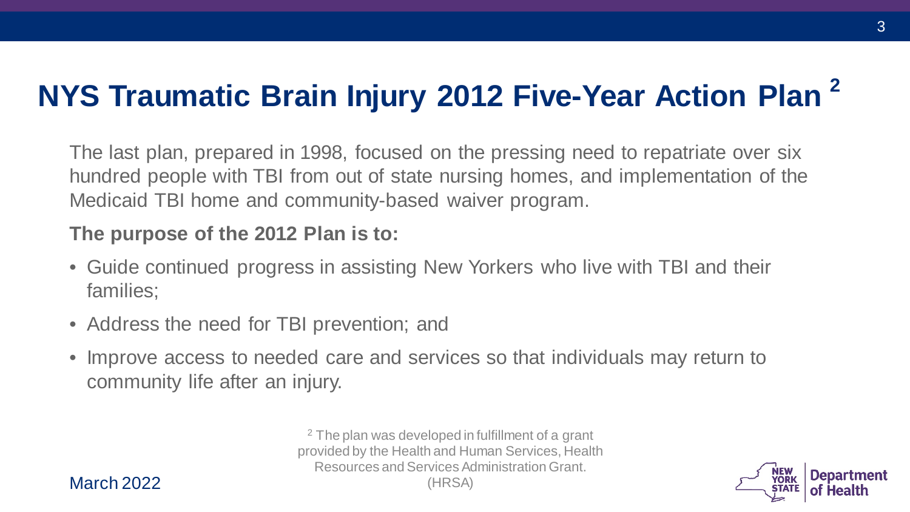# NYS Traumatic Brain Injury 2012 Five-Year Action Plan [2]

The last plan, prepared in 1998, focused on the pressing need to repatriate over six hundred people with TBI from out of state nursing homes, and implementation of the Medicaid TBI home and community-based waiver program.

**The purpose of the 2012 Plan is to:**

- Guide continued progress in assisting New Yorkers who live with TBI and their families;
- Address the need for TBI prevention; and
- Improve access to needed care and services so that individuals may return to community life after an injury.

[2] The plan was developed in fulfillment of a grant provided by the Health and Human Services, Health Resources and Services Administration Grant. (HRSA)

March 2022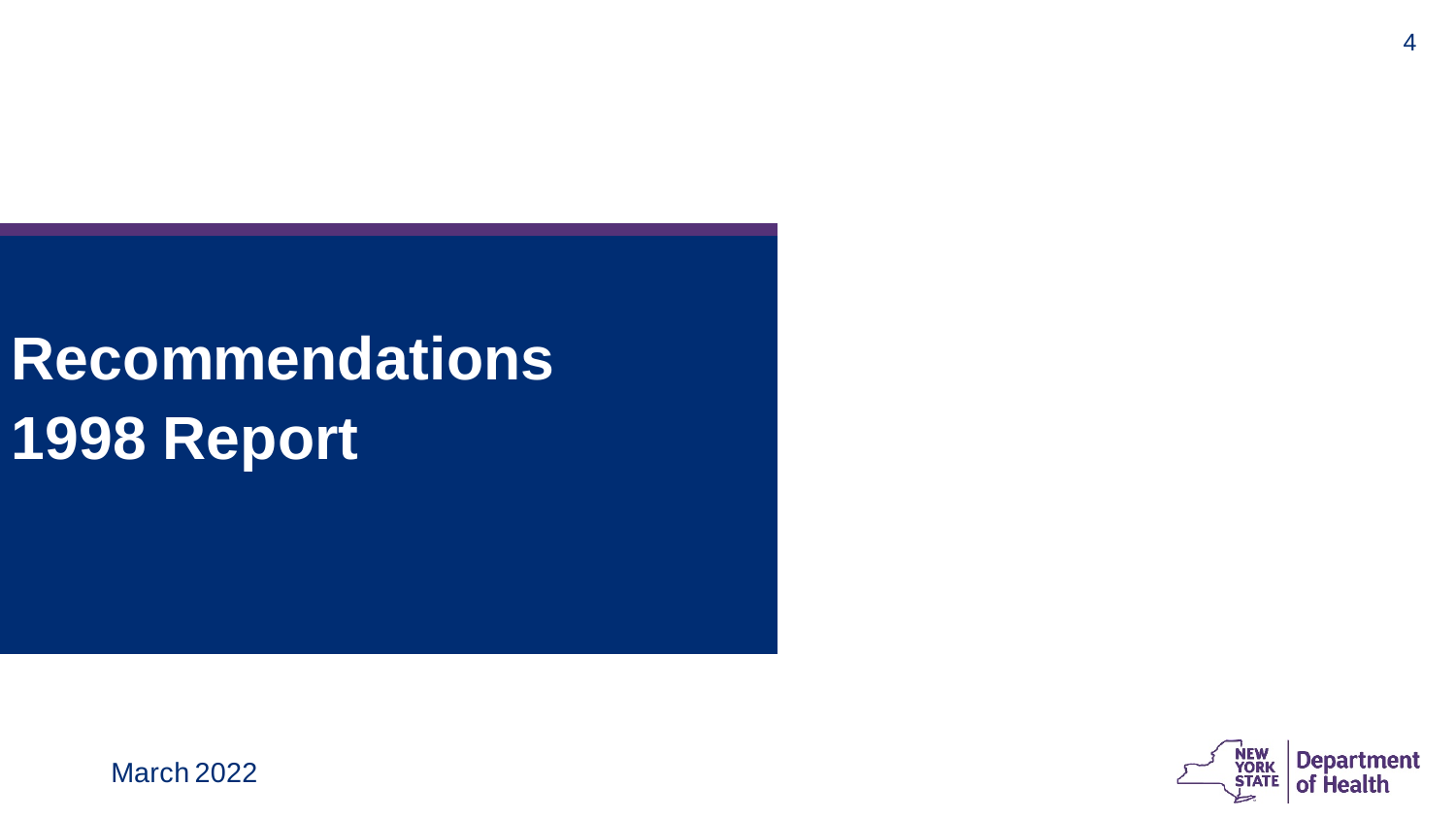# Recommendations 1998 Report

March 2022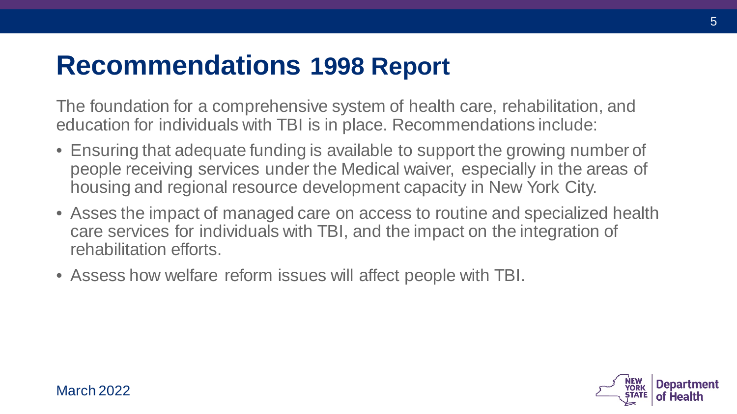# Recommendations 1998 Report

The foundation for a comprehensive system of health care, rehabilitation, and education for individuals with TBI is in place. Recommendations include:

- Ensuring that adequate funding is available to support the growing number of people receiving services under the Medical waiver, especially in the areas of housing and regional resource development capacity in New York City.
- Asses the impact of managed care on access to routine and specialized health care services for individuals with TBI, and the impact on the integration of rehabilitation efforts.
- Assess how welfare reform issues will affect people with TBI.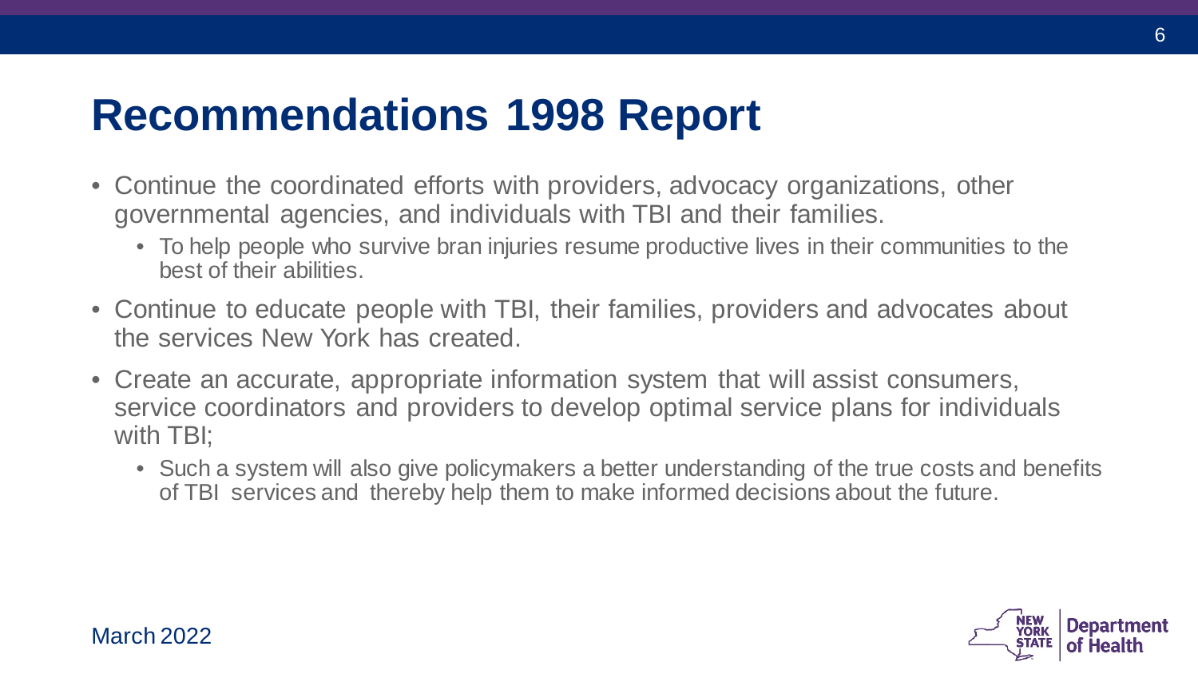# Recommendations 1998 Report

- Continue the coordinated efforts with providers, advocacy organizations, other governmental agencies, and individuals with TBI and their families.
  - To help people who survive bran injuries resume productive lives in their communities to the best of their abilities.
- Continue to educate people with TBI, their families, providers and advocates about the services New York has created.
- Create an accurate, appropriate information system that will assist consumers, service coordinators and providers to develop optimal service plans for individuals with TBI;
  - Such a system will also give policymakers a better understanding of the true costs and benefits of TBI services and thereby help them to make informed decisions about the future.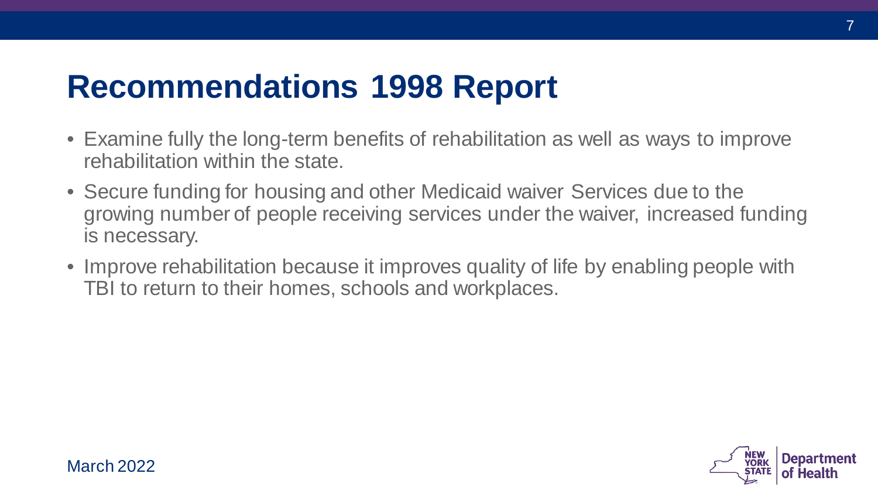# Recommendations 1998 Report

- Examine fully the long-term benefits of rehabilitation as well as ways to improve rehabilitation within the state.
- Secure funding for housing and other Medicaid waiver Services due to the growing number of people receiving services under the waiver, increased funding is necessary.
- Improve rehabilitation because it improves quality of life by enabling people with TBI to return to their homes, schools and workplaces.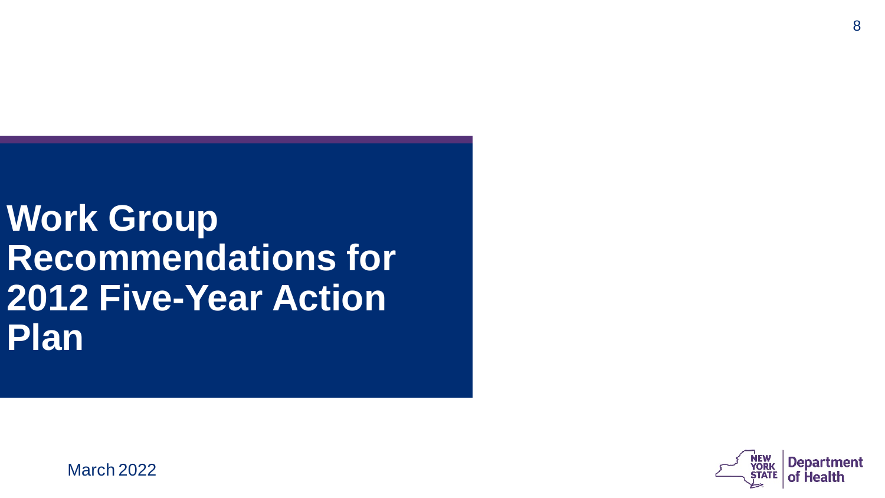# Work Group Recommendations for 2012 Five-Year Action Plan

March 2022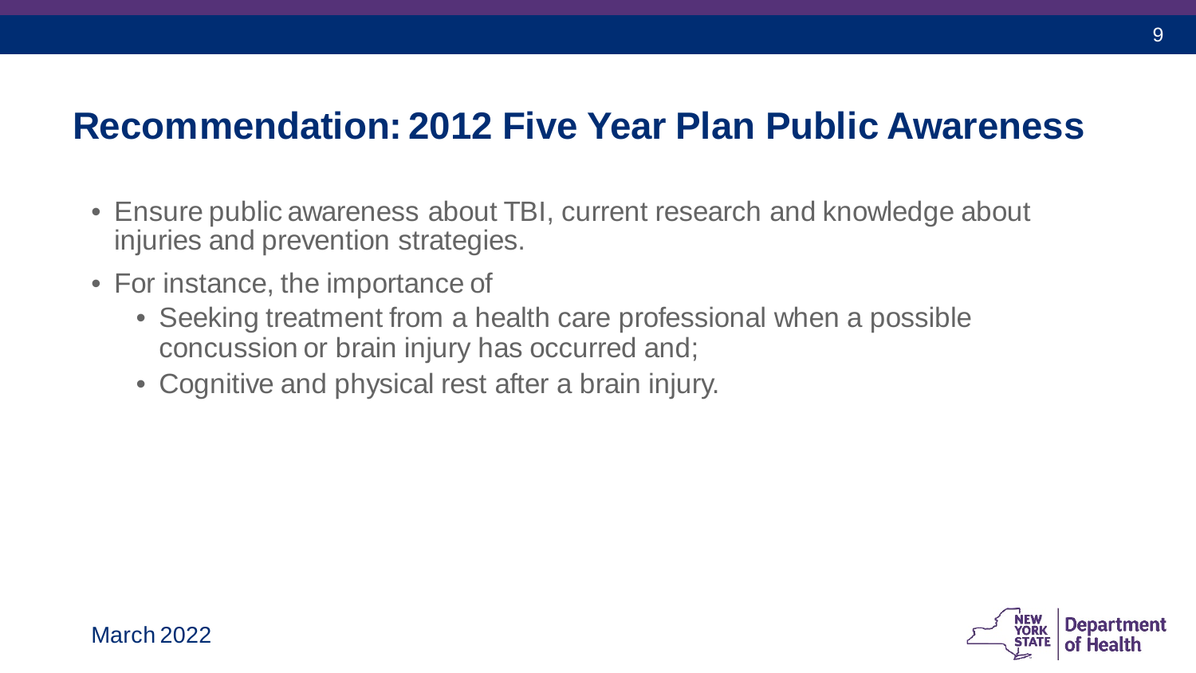# Recommendation: 2012 Five Year Plan Public Awareness

- Ensure public awareness about TBI, current research and knowledge about injuries and prevention strategies.
- For instance, the importance of
  - Seeking treatment from a health care professional when a possible concussion or brain injury has occurred and;
  - Cognitive and physical rest after a brain injury.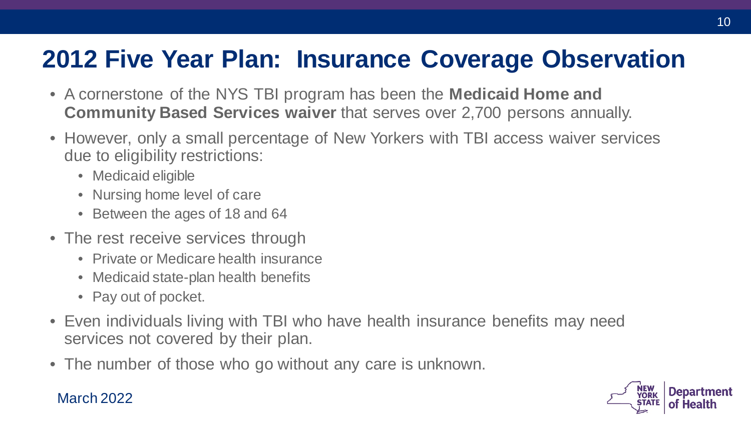# 2012 Five Year Plan: Insurance Coverage Observation

- A cornerstone of the NYS TBI program has been the **Medicaid Home and Community Based Services waiver** that serves over 2,700 persons annually.
- However, only a small percentage of New Yorkers with TBI access waiver services due to eligibility restrictions:
  - Medicaid eligible
  - Nursing home level of care
  - Between the ages of 18 and 64
- The rest receive services through
  - Private or Medicare health insurance
  - Medicaid state-plan health benefits
  - Pay out of pocket.
- Even individuals living with TBI who have health insurance benefits may need services not covered by their plan.
- The number of those who go without any care is unknown.

March 2022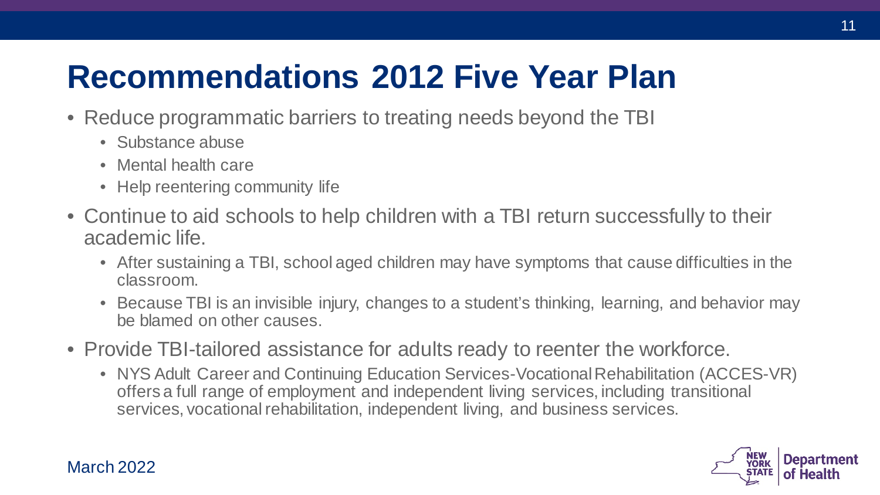# Recommendations 2012 Five Year Plan

- Reduce programmatic barriers to treating needs beyond the TBI
  - Substance abuse
  - Mental health care
  - Help reentering community life
- Continue to aid schools to help children with a TBI return successfully to their academic life.
  - After sustaining a TBI, school aged children may have symptoms that cause difficulties in the classroom.
  - Because TBI is an invisible injury, changes to a student's thinking, learning, and behavior may be blamed on other causes.
- Provide TBI-tailored assistance for adults ready to reenter the workforce.
  - NYS Adult Career and Continuing Education Services-Vocational Rehabilitation (ACCES-VR) offers a full range of employment and independent living services, including transitional services, vocational rehabilitation, independent living, and business services.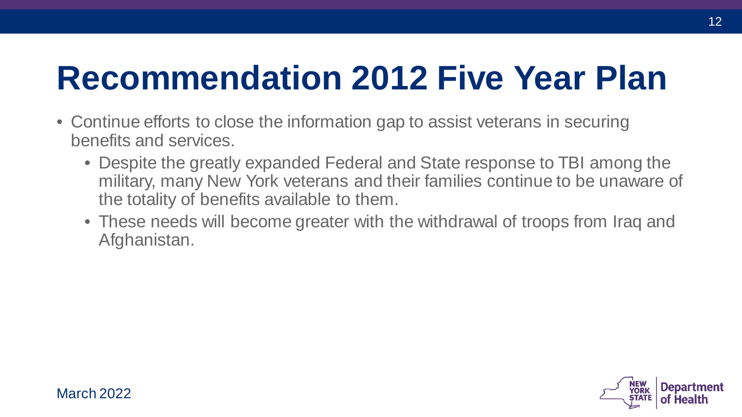# Recommendation 2012 Five Year Plan

- Continue efforts to close the information gap to assist veterans in securing benefits and services.
  - Despite the greatly expanded Federal and State response to TBI among the military, many New York veterans and their families continue to be unaware of the totality of benefits available to them.
  - These needs will become greater with the withdrawal of troops from Iraq and Afghanistan.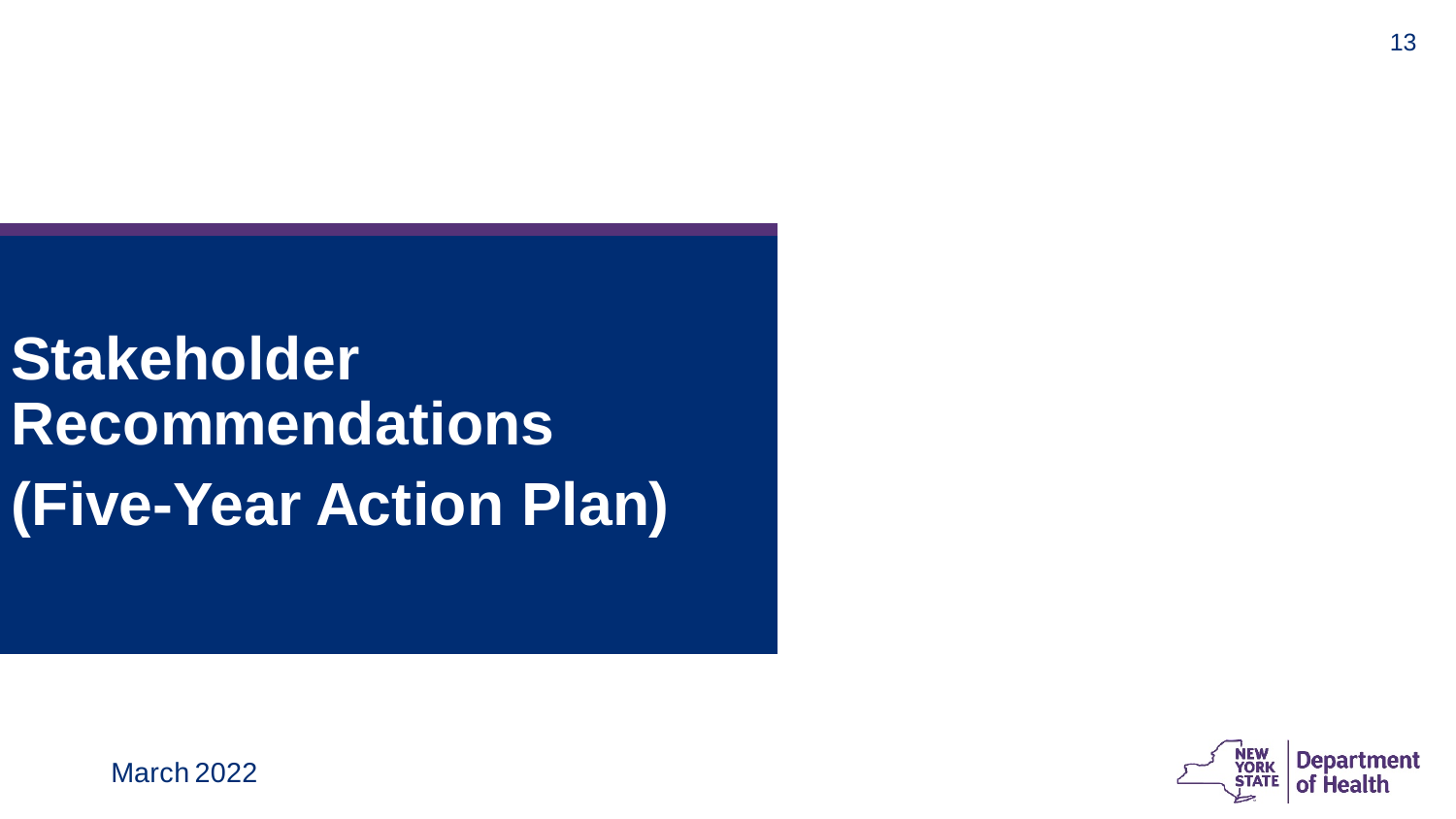# Stakeholder Recommendations (Five-Year Action Plan)

March 2022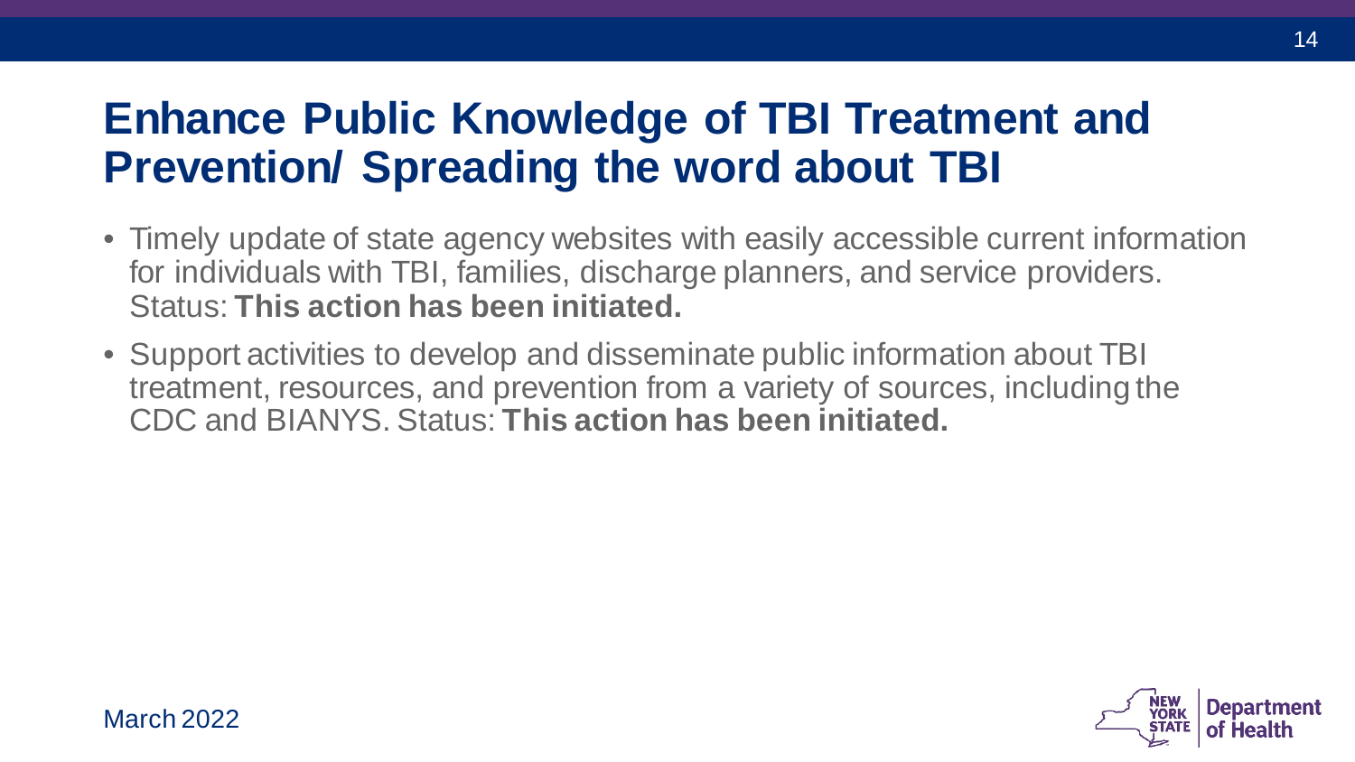# Enhance Public Knowledge of TBI Treatment and Prevention/ Spreading the word about TBI

- Timely update of state agency websites with easily accessible current information for individuals with TBI, families, discharge planners, and service providers. Status: **This action has been initiated.**
- Support activities to develop and disseminate public information about TBI treatment, resources, and prevention from a variety of sources, including the CDC and BIANYS. Status: **This action has been initiated.**

March 2022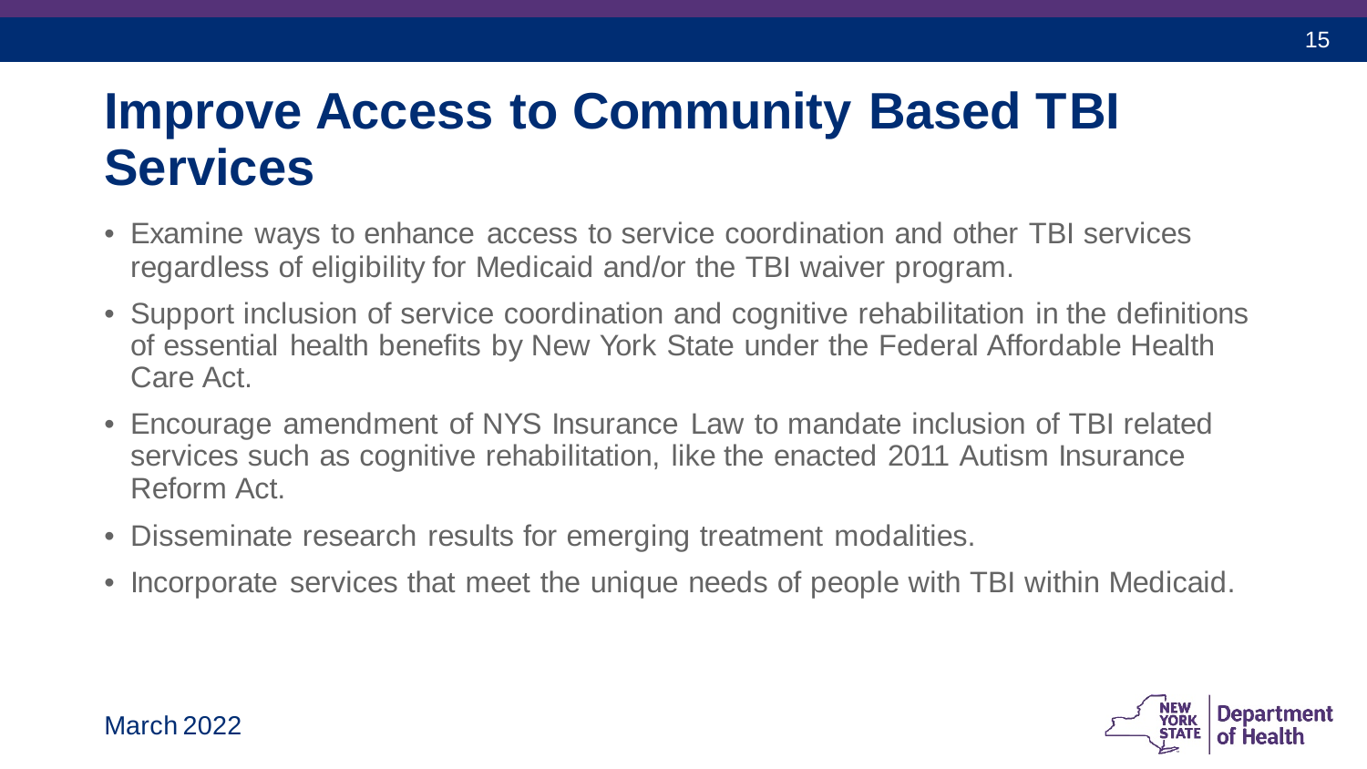# Improve Access to Community Based TBI Services

- Examine ways to enhance access to service coordination and other TBI services regardless of eligibility for Medicaid and/or the TBI waiver program.
- Support inclusion of service coordination and cognitive rehabilitation in the definitions of essential health benefits by New York State under the Federal Affordable Health Care Act.
- Encourage amendment of NYS Insurance Law to mandate inclusion of TBI related services such as cognitive rehabilitation, like the enacted 2011 Autism Insurance Reform Act.
- Disseminate research results for emerging treatment modalities.
- Incorporate services that meet the unique needs of people with TBI within Medicaid.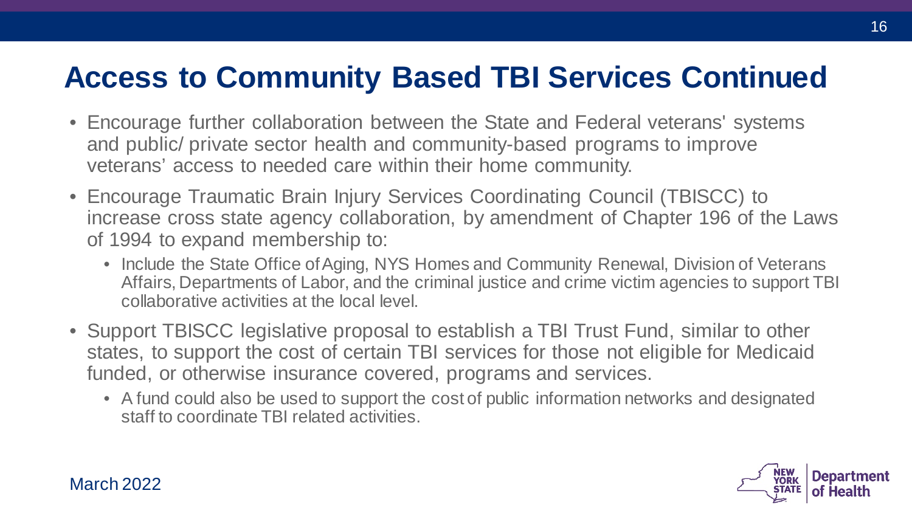# Access to Community Based TBI Services Continued

- Encourage further collaboration between the State and Federal veterans' systems and public/ private sector health and community-based programs to improve veterans' access to needed care within their home community.
- Encourage Traumatic Brain Injury Services Coordinating Council (TBISCC) to increase cross state agency collaboration, by amendment of Chapter 196 of the Laws of 1994 to expand membership to:
  - Include the State Office of Aging, NYS Homes and Community Renewal, Division of Veterans Affairs, Departments of Labor, and the criminal justice and crime victim agencies to support TBI collaborative activities at the local level.
- Support TBISCC legislative proposal to establish a TBI Trust Fund, similar to other states, to support the cost of certain TBI services for those not eligible for Medicaid funded, or otherwise insurance covered, programs and services.
  - A fund could also be used to support the cost of public information networks and designated staff to coordinate TBI related activities.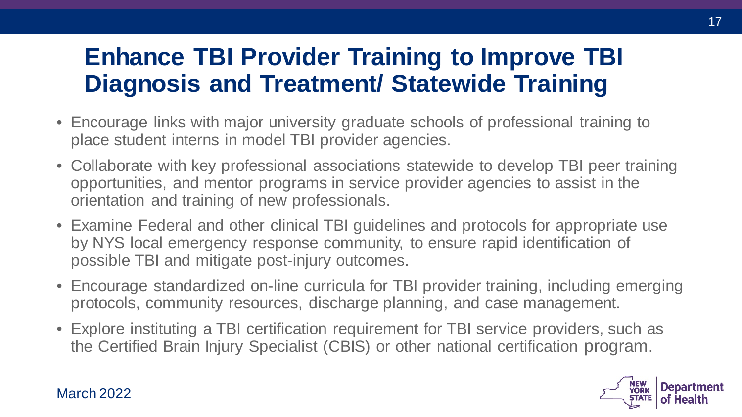# Enhance TBI Provider Training to Improve TBI Diagnosis and Treatment/ Statewide Training

- Encourage links with major university graduate schools of professional training to place student interns in model TBI provider agencies.
- Collaborate with key professional associations statewide to develop TBI peer training opportunities, and mentor programs in service provider agencies to assist in the orientation and training of new professionals.
- Examine Federal and other clinical TBI guidelines and protocols for appropriate use by NYS local emergency response community, to ensure rapid identification of possible TBI and mitigate post-injury outcomes.
- Encourage standardized on-line curricula for TBI provider training, including emerging protocols, community resources, discharge planning, and case management.
- Explore instituting a TBI certification requirement for TBI service providers, such as the Certified Brain Injury Specialist (CBIS) or other national certification program.

March 2022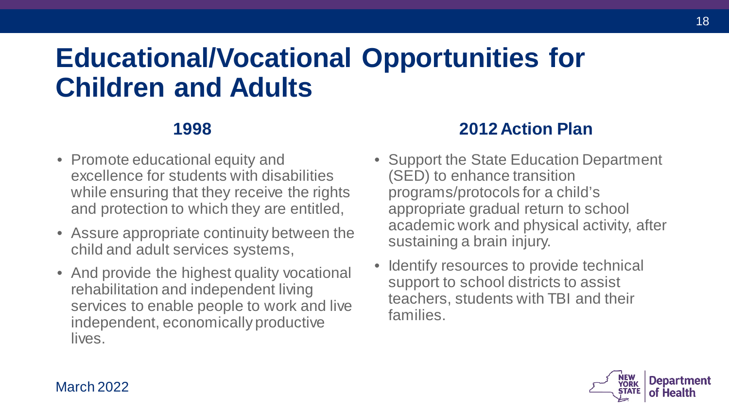# Educational/Vocational Opportunities for Children and Adults

### 1998

- Promote educational equity and excellence for students with disabilities while ensuring that they receive the rights and protection to which they are entitled,
- Assure appropriate continuity between the child and adult services systems,
- And provide the highest quality vocational rehabilitation and independent living services to enable people to work and live independent, economically productive lives.

### 2012 Action Plan

- Support the State Education Department (SED) to enhance transition programs/protocols for a child's appropriate gradual return to school academic work and physical activity, after sustaining a brain injury.
- Identify resources to provide technical support to school districts to assist teachers, students with TBI and their families.

March 2022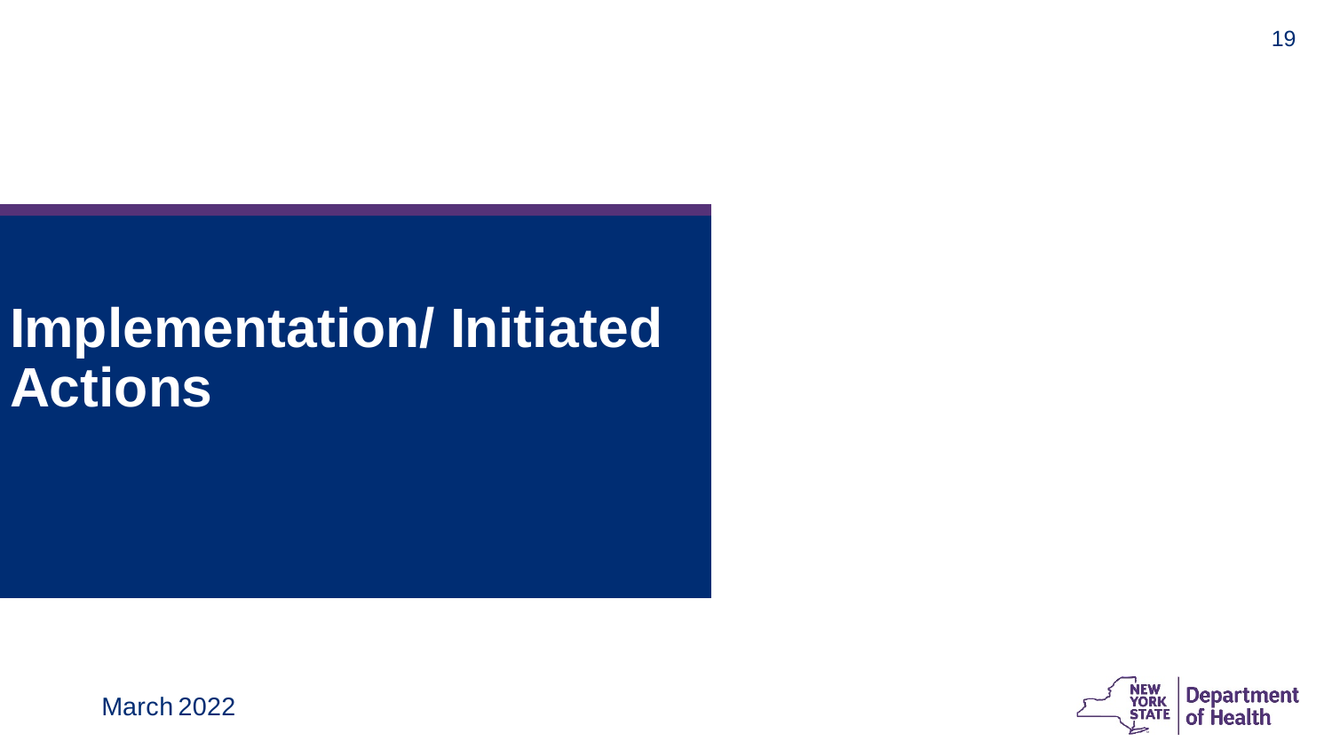# Implementation/ Initiated Actions

March 2022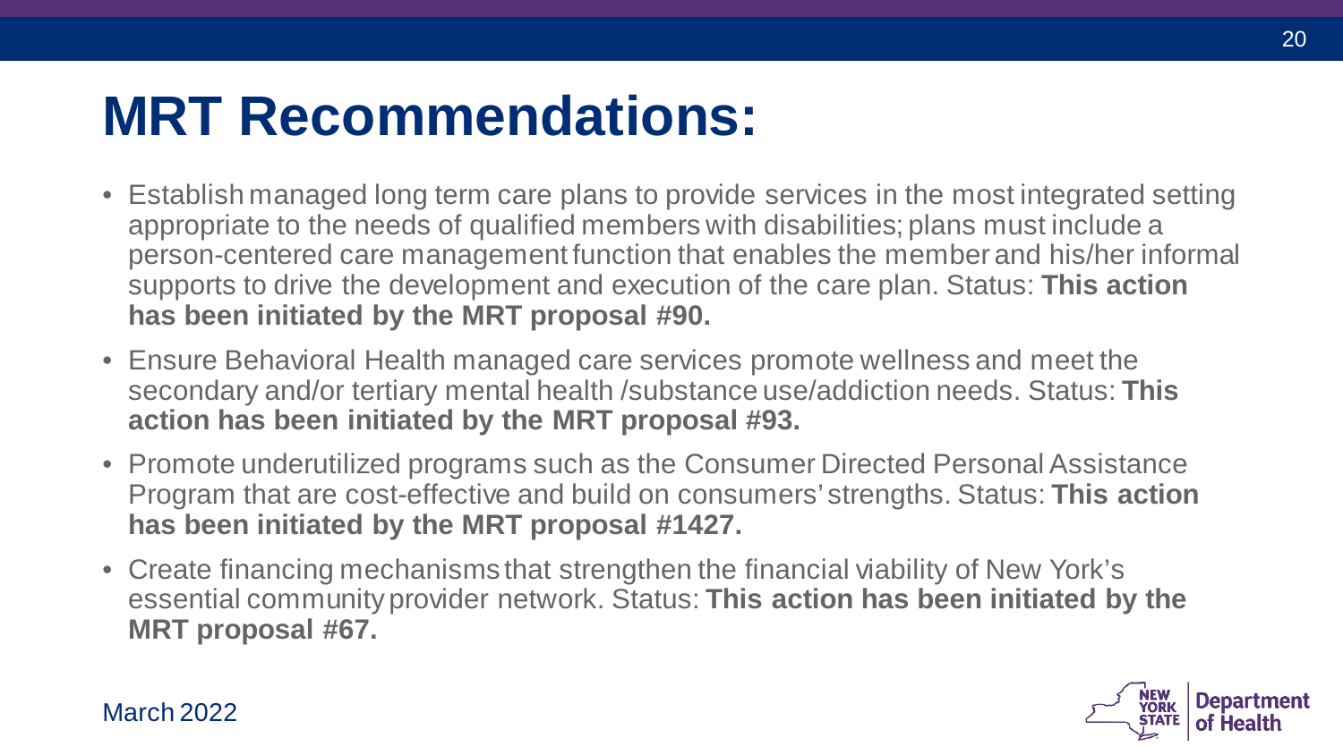# MRT Recommendations:

- Establish managed long term care plans to provide services in the most integrated setting appropriate to the needs of qualified members with disabilities; plans must include a person-centered care management function that enables the member and his/her informal supports to drive the development and execution of the care plan. Status: **This action has been initiated by the MRT proposal #90.**
- Ensure Behavioral Health managed care services promote wellness and meet the secondary and/or tertiary mental health /substance use/addiction needs. Status: **This action has been initiated by the MRT proposal #93.**
- Promote underutilized programs such as the Consumer Directed Personal Assistance Program that are cost-effective and build on consumers' strengths. Status: **This action has been initiated by the MRT proposal #1427.**
- Create financing mechanisms that strengthen the financial viability of New York's essential community provider network. Status: **This action has been initiated by the MRT proposal #67.**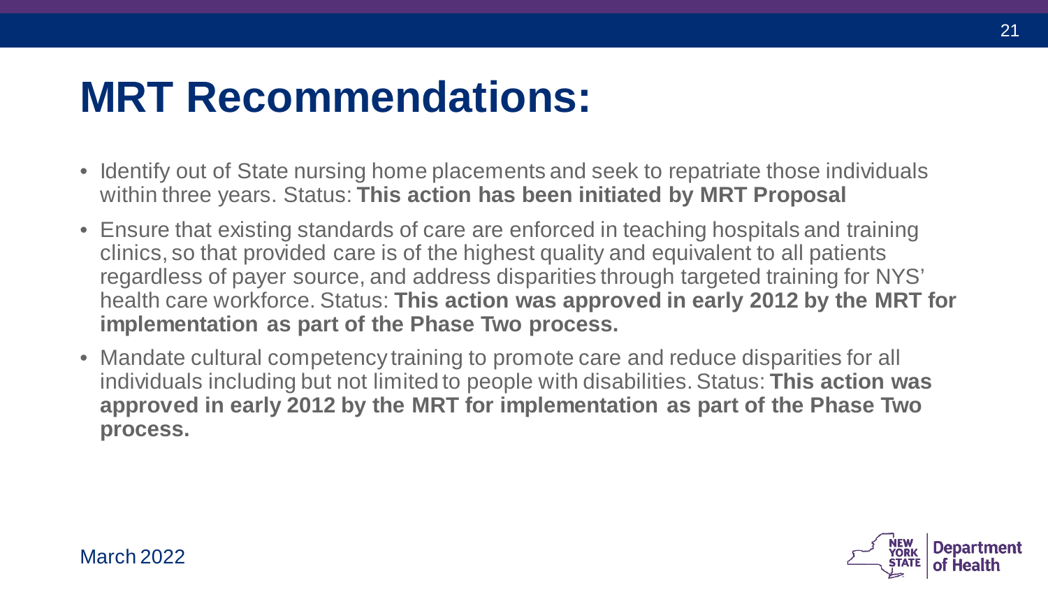# MRT Recommendations:

- Identify out of State nursing home placements and seek to repatriate those individuals within three years. Status: **This action has been initiated by MRT Proposal**
- Ensure that existing standards of care are enforced in teaching hospitals and training clinics, so that provided care is of the highest quality and equivalent to all patients regardless of payer source, and address disparities through targeted training for NYS' health care workforce. Status: **This action was approved in early 2012 by the MRT for implementation as part of the Phase Two process.**
- Mandate cultural competency training to promote care and reduce disparities for all individuals including but not limited to people with disabilities. Status: **This action was approved in early 2012 by the MRT for implementation as part of the Phase Two process.**

March 2022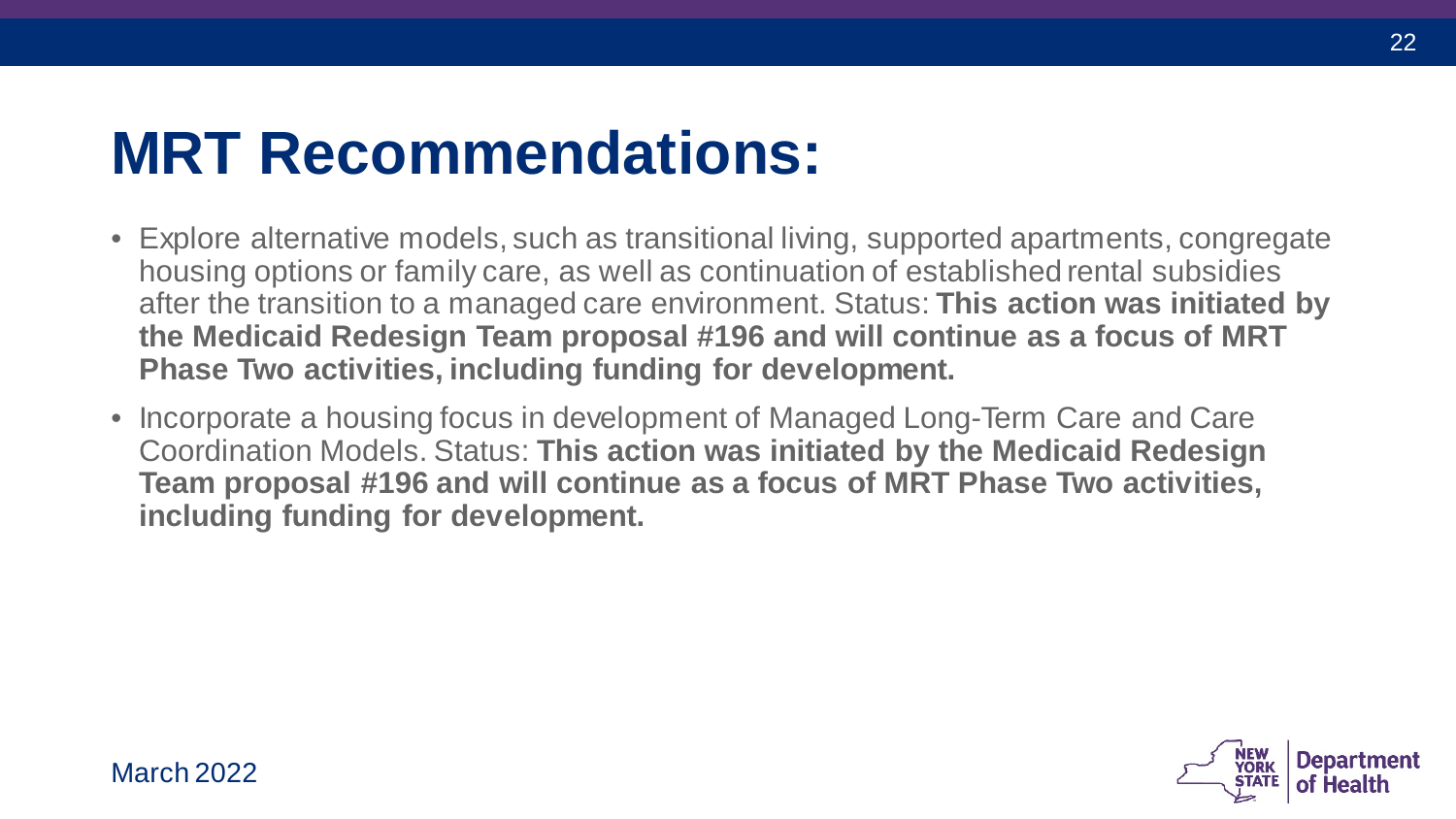# MRT Recommendations:

- Explore alternative models, such as transitional living, supported apartments, congregate housing options or family care, as well as continuation of established rental subsidies after the transition to a managed care environment. Status: **This action was initiated by the Medicaid Redesign Team proposal #196 and will continue as a focus of MRT Phase Two activities, including funding for development.**
- Incorporate a housing focus in development of Managed Long-Term Care and Care Coordination Models. Status: **This action was initiated by the Medicaid Redesign Team proposal #196 and will continue as a focus of MRT Phase Two activities, including funding for development.**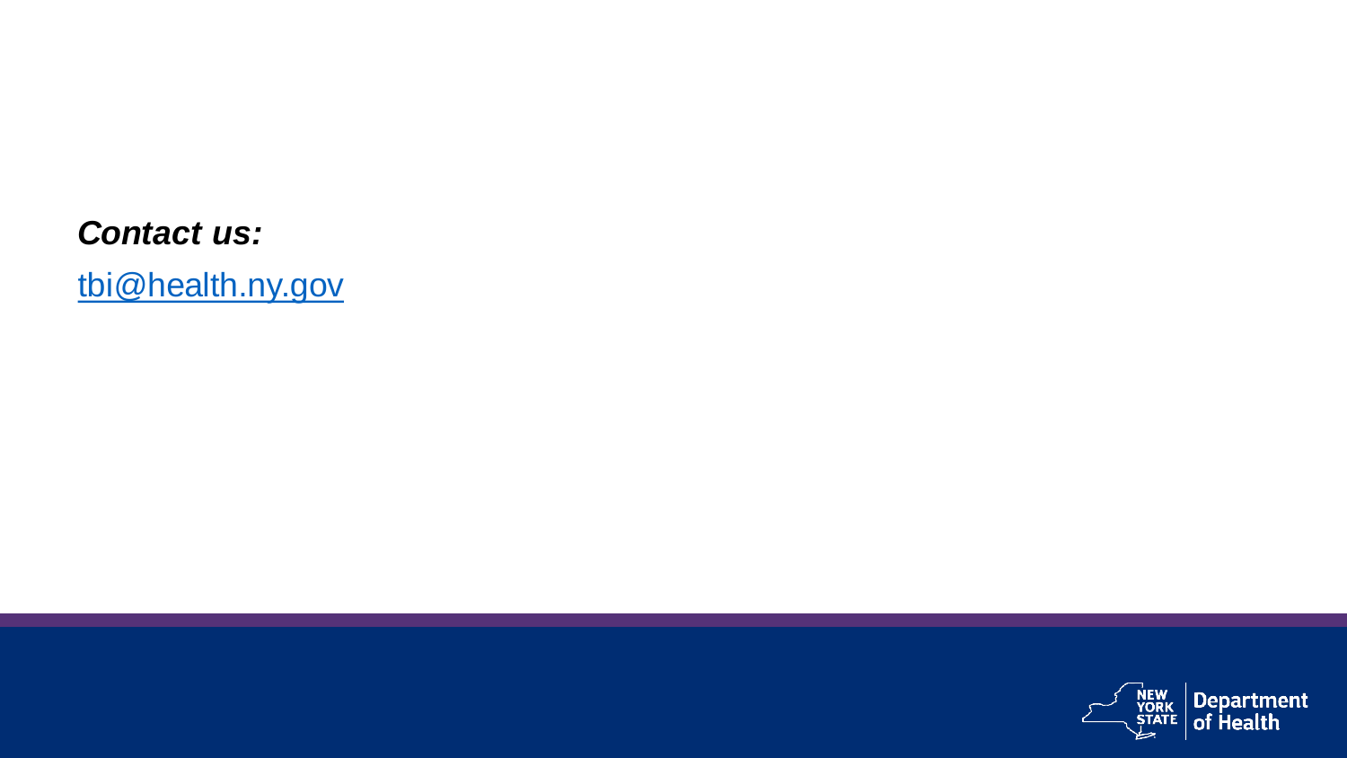***Contact us:***

tbi@health.ny.gov